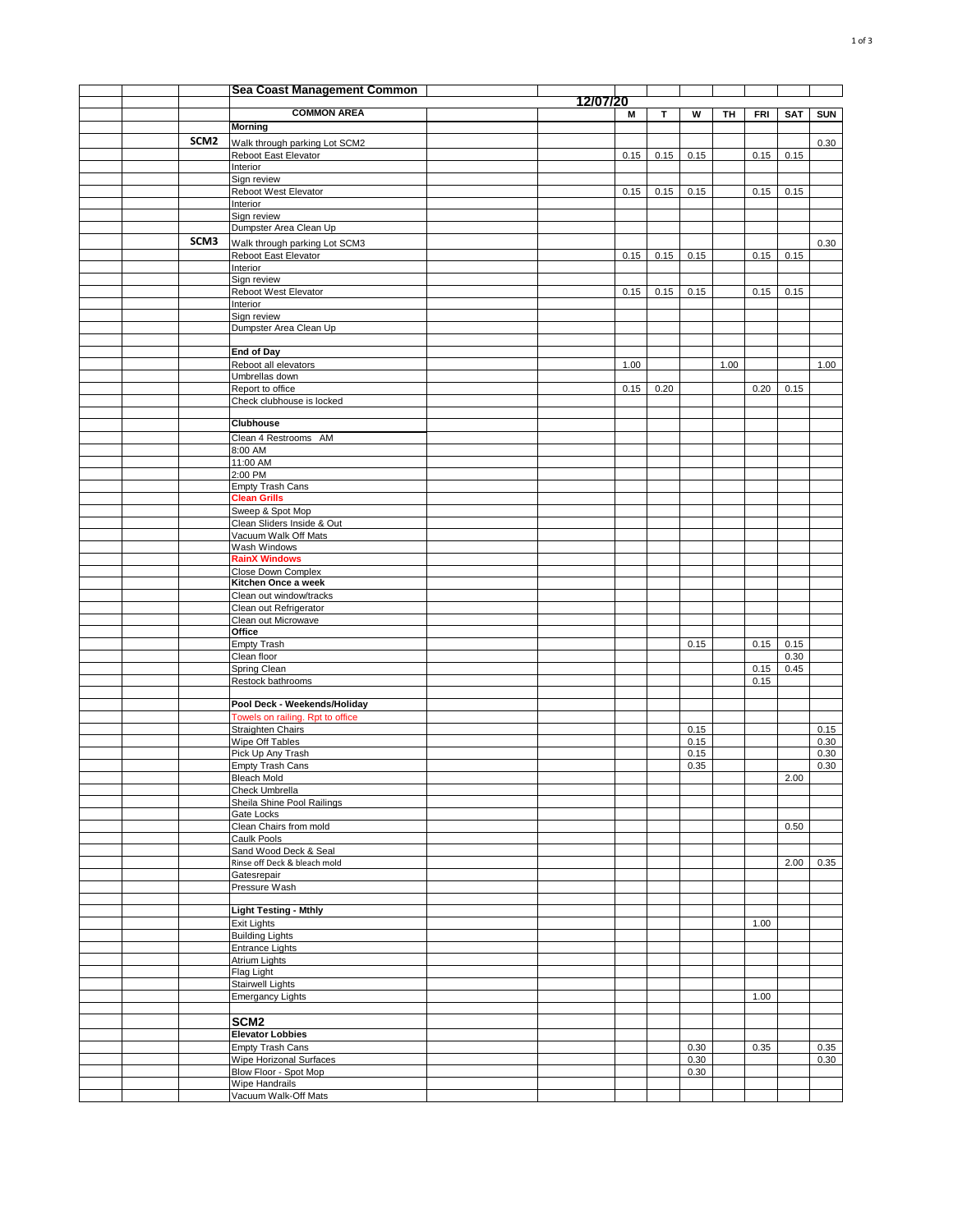## Sea Coast Management Common

**12/07/20**

| | COMMON AREA | M | T | W | TH | FRI | SAT | SUN |
|---|---|---|---|---|---|---|---|---|
| | **Morning** | | | | | | | |
| **SCM2** | Walk through parking Lot SCM2 | | | | | | | 0.30 |
| | Reboot East Elevator | 0.15 | 0.15 | 0.15 | | 0.15 | 0.15 | |
| | Interior | | | | | | | |
| | Sign review | | | | | | | |
| | Reboot West Elevator | 0.15 | 0.15 | 0.15 | | 0.15 | 0.15 | |
| | Interior | | | | | | | |
| | Sign review | | | | | | | |
| | Dumpster Area Clean Up | | | | | | | |
| **SCM3** | Walk through parking Lot SCM3 | | | | | | | 0.30 |
| | Reboot East Elevator | 0.15 | 0.15 | 0.15 | | 0.15 | 0.15 | |
| | Interior | | | | | | | |
| | Sign review | | | | | | | |
| | Reboot West Elevator | 0.15 | 0.15 | 0.15 | | 0.15 | 0.15 | |
| | Interior | | | | | | | |
| | Sign review | | | | | | | |
| | Dumpster Area Clean Up | | | | | | | |
| | | | | | | | | |
| | **End of Day** | | | | | | | |
| | Reboot all elevators | 1.00 | | | 1.00 | | | 1.00 |
| | Umbrellas down | | | | | | | |
| | Report to office | 0.15 | 0.20 | | | 0.20 | 0.15 | |
| | Check clubhouse is locked | | | | | | | |
| | | | | | | | | |
| | **Clubhouse** | | | | | | | |
| | Clean 4 Restrooms AM | | | | | | | |
| | 8:00 AM | | | | | | | |
| | 11:00 AM | | | | | | | |
| | 2:00 PM | | | | | | | |
| | Empty Trash Cans | | | | | | | |
| | **Clean Grills** | | | | | | | |
| | Sweep & Spot Mop | | | | | | | |
| | Clean Sliders Inside & Out | | | | | | | |
| | Vacuum Walk Off Mats | | | | | | | |
| | Wash Windows | | | | | | | |
| | **RainX Windows** | | | | | | | |
| | Close Down Complex | | | | | | | |
| | **Kitchen Once a week** | | | | | | | |
| | Clean out window/tracks | | | | | | | |
| | Clean out Refrigerator | | | | | | | |
| | Clean out Microwave | | | | | | | |
| | **Office** | | | | | | | |
| | Empty Trash | | | 0.15 | | 0.15 | 0.15 | |
| | Clean floor | | | | | | 0.30 | |
| | Spring Clean | | | | | 0.15 | 0.45 | |
| | Restock bathrooms | | | | | 0.15 | | |
| | | | | | | | | |
| | **Pool Deck - Weekends/Holiday** | | | | | | | |
| | Towels on railing. Rpt to office | | | | | | | |
| | Straighten Chairs | | | 0.15 | | | | 0.15 |
| | Wipe Off Tables | | | 0.15 | | | | 0.30 |
| | Pick Up Any Trash | | | 0.15 | | | | 0.30 |
| | Empty Trash Cans | | | 0.35 | | | | 0.30 |
| | Bleach Mold | | | | | | 2.00 | |
| | Check Umbrella | | | | | | | |
| | Sheila Shine Pool Railings | | | | | | | |
| | Gate Locks | | | | | | | |
| | Clean Chairs from mold | | | | | | 0.50 | |
| | Caulk Pools | | | | | | | |
| | Sand Wood Deck & Seal | | | | | | | |
| | Rinse off Deck & bleach mold | | | | | | 2.00 | 0.35 |
| | Gatesrepair | | | | | | | |
| | Pressure Wash | | | | | | | |
| | | | | | | | | |
| | **Light Testing - Mthly** | | | | | | | |
| | Exit Lights | | | | | 1.00 | | |
| | Building Lights | | | | | | | |
| | Entrance Lights | | | | | | | |
| | Atrium Lights | | | | | | | |
| | Flag Light | | | | | | | |
| | Stairwell Lights | | | | | | | |
| | Emergancy Lights | | | | | 1.00 | | |
| | | | | | | | | |
| | **SCM2** | | | | | | | |
| | **Elevator Lobbies** | | | | | | | |
| | Empty Trash Cans | | | 0.30 | | 0.35 | | 0.35 |
| | Wipe Horizonal Surfaces | | | 0.30 | | | | 0.30 |
| | Blow Floor - Spot Mop | | | 0.30 | | | | |
| | Wipe Handrails | | | | | | | |
| | Vacuum Walk-Off Mats | | | | | | | |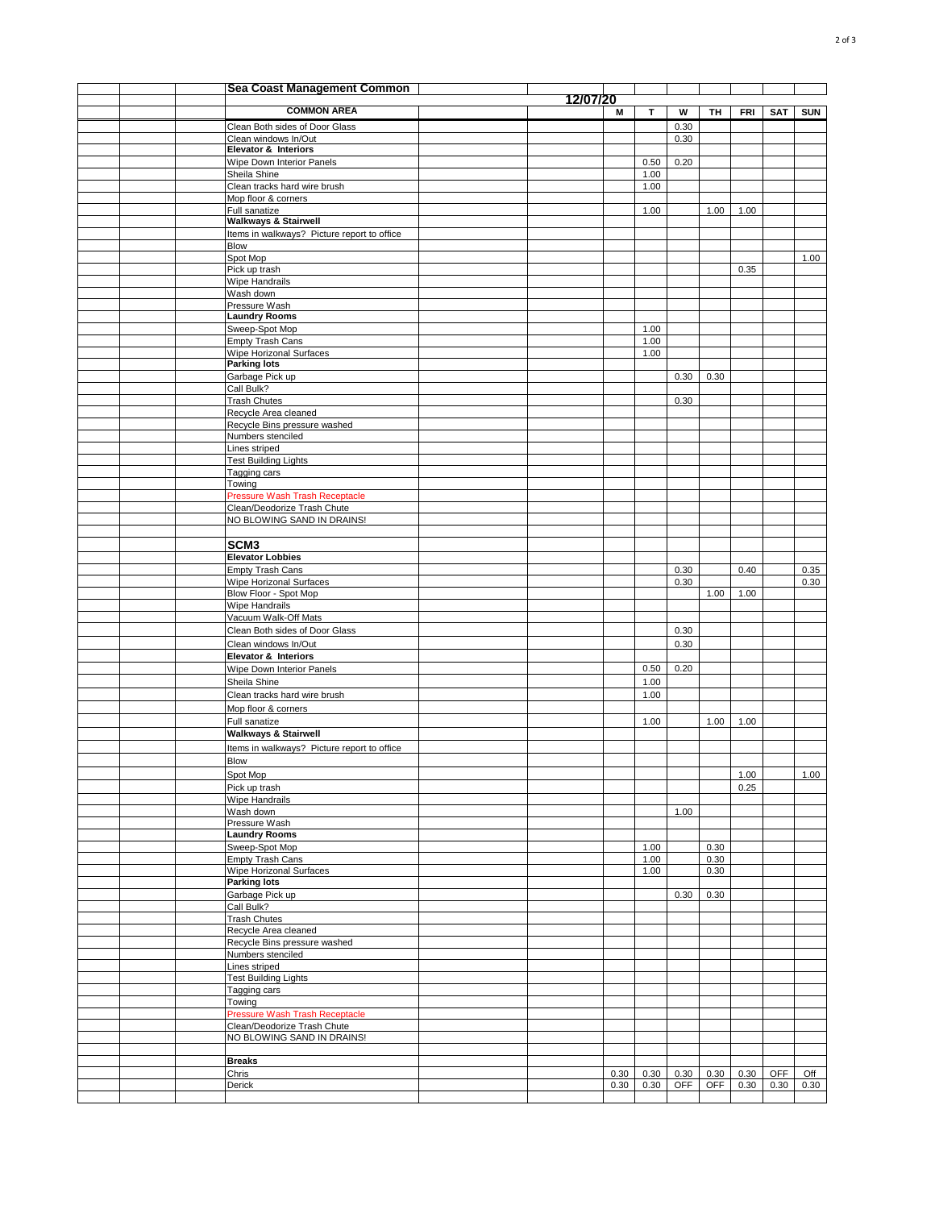## Sea Coast Management Common

12/07/20

| COMMON AREA | M | T | W | TH | FRI | SAT | SUN |
|---|---|---|---|---|---|---|---|
| Clean Both sides of Door Glass | | | 0.30 | | | | |
| Clean windows In/Out | | | 0.30 | | | | |
| **Elevator & Interiors** | | | | | | | |
| Wipe Down Interior Panels | | 0.50 | 0.20 | | | | |
| Sheila Shine | | 1.00 | | | | | |
| Clean tracks hard wire brush | | 1.00 | | | | | |
| Mop floor & corners | | | | | | | |
| Full sanatize | | 1.00 | | 1.00 | 1.00 | | |
| **Walkways & Stairwell** | | | | | | | |
| Items in walkways? Picture report to office | | | | | | | |
| Blow | | | | | | | |
| Spot Mop | | | | | | | 1.00 |
| Pick up trash | | | | | 0.35 | | |
| Wipe Handrails | | | | | | | |
| Wash down | | | | | | | |
| Pressure Wash | | | | | | | |
| **Laundry Rooms** | | | | | | | |
| Sweep-Spot Mop | | 1.00 | | | | | |
| Empty Trash Cans | | 1.00 | | | | | |
| Wipe Horizonal Surfaces | | 1.00 | | | | | |
| **Parking lots** | | | | | | | |
| Garbage Pick up | | | 0.30 | 0.30 | | | |
| Call Bulk? | | | | | | | |
| Trash Chutes | | | 0.30 | | | | |
| Recycle Area cleaned | | | | | | | |
| Recycle Bins pressure washed | | | | | | | |
| Numbers stenciled | | | | | | | |
| Lines striped | | | | | | | |
| Test Building Lights | | | | | | | |
| Tagging cars | | | | | | | |
| Towing | | | | | | | |
| Pressure Wash Trash Receptacle | | | | | | | |
| Clean/Deodorize Trash Chute | | | | | | | |
| NO BLOWING SAND IN DRAINS! | | | | | | | |
| | | | | | | | |
| **SCM3** | | | | | | | |
| **Elevator Lobbies** | | | | | | | |
| Empty Trash Cans | | | 0.30 | | 0.40 | | 0.35 |
| Wipe Horizonal Surfaces | | | 0.30 | | | | 0.30 |
| Blow Floor - Spot Mop | | | | 1.00 | 1.00 | | |
| Wipe Handrails | | | | | | | |
| Vacuum Walk-Off Mats | | | | | | | |
| Clean Both sides of Door Glass | | | 0.30 | | | | |
| Clean windows In/Out | | | 0.30 | | | | |
| **Elevator & Interiors** | | | | | | | |
| Wipe Down Interior Panels | | 0.50 | 0.20 | | | | |
| Sheila Shine | | 1.00 | | | | | |
| Clean tracks hard wire brush | | 1.00 | | | | | |
| Mop floor & corners | | | | | | | |
| Full sanatize | | 1.00 | | 1.00 | 1.00 | | |
| **Walkways & Stairwell** | | | | | | | |
| Items in walkways? Picture report to office | | | | | | | |
| Blow | | | | | | | |
| Spot Mop | | | | | 1.00 | | 1.00 |
| Pick up trash | | | | | 0.25 | | |
| Wipe Handrails | | | | | | | |
| Wash down | | | 1.00 | | | | |
| Pressure Wash | | | | | | | |
| **Laundry Rooms** | | | | | | | |
| Sweep-Spot Mop | | 1.00 | | 0.30 | | | |
| Empty Trash Cans | | 1.00 | | 0.30 | | | |
| Wipe Horizonal Surfaces | | 1.00 | | 0.30 | | | |
| **Parking lots** | | | | | | | |
| Garbage Pick up | | | 0.30 | 0.30 | | | |
| Call Bulk? | | | | | | | |
| Trash Chutes | | | | | | | |
| Recycle Area cleaned | | | | | | | |
| Recycle Bins pressure washed | | | | | | | |
| Numbers stenciled | | | | | | | |
| Lines striped | | | | | | | |
| Test Building Lights | | | | | | | |
| Tagging cars | | | | | | | |
| Towing | | | | | | | |
| Pressure Wash Trash Receptacle | | | | | | | |
| Clean/Deodorize Trash Chute | | | | | | | |
| NO BLOWING SAND IN DRAINS! | | | | | | | |
| | | | | | | | |
| **Breaks** | | | | | | | |
| Chris | 0.30 | 0.30 | 0.30 | 0.30 | 0.30 | OFF | Off |
| Derick | 0.30 | 0.30 | OFF | OFF | 0.30 | 0.30 | 0.30 |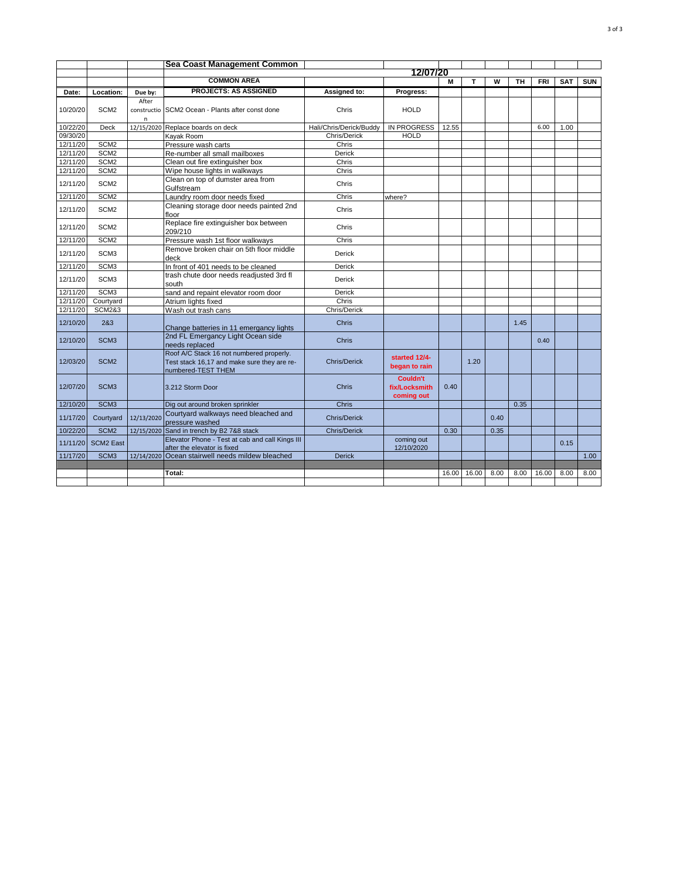| | | | Sea Coast Management Common | | | | | | | | | |
|---|---|---|---|---|---|---|---|---|---|---|---|---|
| | | | | | 12/07/20 | | | | | | | |
| | | | COMMON AREA | | | M | T | W | TH | FRI | SAT | SUN |
| Date: | Location: | Due by: | PROJECTS: AS ASSIGNED | Assigned to: | Progress: | | | | | | | |
| 10/20/20 | SCM2 | After construction | SCM2 Ocean - Plants after const done | Chris | HOLD | | | | | | | |
| 10/22/20 | Deck | 12/15/2020 | Replace boards on deck | Hali/Chris/Derick/Buddy | IN PROGRESS | 12.55 | | | | 6.00 | 1.00 | |
| 09/30/20 | | | Kayak Room | Chris/Derick | HOLD | | | | | | | |
| 12/11/20 | SCM2 | | Pressure wash carts | Chris | | | | | | | | |
| 12/11/20 | SCM2 | | Re-number all small mailboxes | Derick | | | | | | | | |
| 12/11/20 | SCM2 | | Clean out fire extinguisher box | Chris | | | | | | | | |
| 12/11/20 | SCM2 | | Wipe house lights in walkways | Chris | | | | | | | | |
| 12/11/20 | SCM2 | | Clean on top of dumster area from Gulfstream | Chris | | | | | | | | |
| 12/11/20 | SCM2 | | Laundry room door needs fixed | Chris | where? | | | | | | | |
| 12/11/20 | SCM2 | | Cleaning storage door needs painted 2nd floor | Chris | | | | | | | | |
| 12/11/20 | SCM2 | | Replace fire extinguisher box between 209/210 | Chris | | | | | | | | |
| 12/11/20 | SCM2 | | Pressure wash 1st floor walkways | Chris | | | | | | | | |
| 12/11/20 | SCM3 | | Remove broken chair on 5th floor middle deck | Derick | | | | | | | | |
| 12/11/20 | SCM3 | | In front of 401 needs to be cleaned | Derick | | | | | | | | |
| 12/11/20 | SCM3 | | trash chute door needs readjusted 3rd fl south | Derick | | | | | | | | |
| 12/11/20 | SCM3 | | sand and repaint elevator room door | Derick | | | | | | | | |
| 12/11/20 | Courtyard | | Atrium lights fixed | Chris | | | | | | | | |
| 12/11/20 | SCM2&3 | | Wash out trash cans | Chris/Derick | | | | | | | | |
| 12/10/20 | 2&3 | | Change batteries in 11 emergancy lights | Chris | | | | | 1.45 | | | |
| 12/10/20 | SCM3 | | 2nd FL Emergancy Light Ocean side needs replaced | Chris | | | | | | 0.40 | | |
| 12/03/20 | SCM2 | | Roof A/C Stack 16 not numbered properly. Test stack 16,17 and make sure they are re-numbered-TEST THEM | Chris/Derick | **started 12/4-began to rain** | | 1.20 | | | | | |
| 12/07/20 | SCM3 | | 3.212 Storm Door | Chris | **Couldn't fix/Locksmith coming out** | 0.40 | | | | | | |
| 12/10/20 | SCM3 | | Dig out around broken sprinkler | Chris | | | | | 0.35 | | | |
| 11/17/20 | Courtyard | 12/13/2020 | Courtyard walkways need bleached and pressure washed | Chris/Derick | | | | 0.40 | | | | |
| 10/22/20 | SCM2 | 12/15/2020 | Sand in trench by B2 7&8 stack | Chris/Derick | | 0.30 | | 0.35 | | | | |
| 11/11/20 | SCM2 East | | Elevator Phone - Test at cab and call Kings III after the elevator is fixed | | coming out 12/10/2020 | | | | | | 0.15 | |
| 11/17/20 | SCM3 | 12/14/2020 | Ocean stairwell needs mildew bleached | Derick | | | | | | | | 1.00 |
| | | | | | | | | | | | | |
| | | | Total: | | | 16.00 | 16.00 | 8.00 | 8.00 | 16.00 | 8.00 | 8.00 |